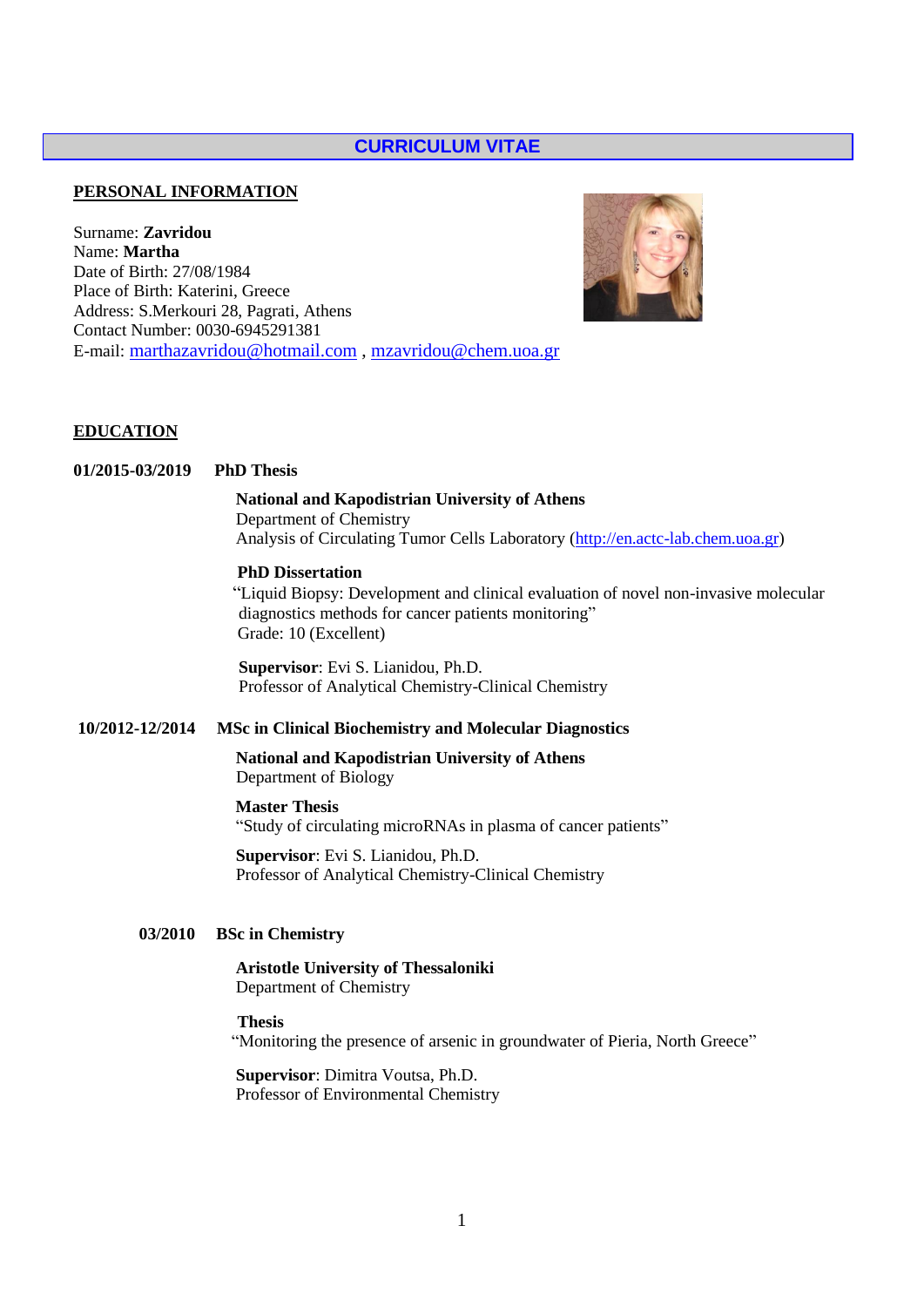# CURRICULUM VITAE

## PERSONAL INFORMATION

Surname: **Zavridou**
Name: **Martha**
Date of Birth: 27/08/1984
Place of Birth: Katerini, Greece
Address: S.Merkouri 28, Pagrati, Athens
Contact Number: 0030-6945291381
E-mail: marthazavridou@hotmail.com , mzavridou@chem.uoa.gr

## EDUCATION

**01/2015-03/2019 PhD Thesis**

**National and Kapodistrian University of Athens**
Department of Chemistry
Analysis of Circulating Tumor Cells Laboratory (http://en.actc-lab.chem.uoa.gr)

**PhD Dissertation**
"Liquid Biopsy: Development and clinical evaluation of novel non-invasive molecular diagnostics methods for cancer patients monitoring"
Grade: 10 (Excellent)

**Supervisor**: Evi S. Lianidou, Ph.D.
Professor of Analytical Chemistry-Clinical Chemistry

**10/2012-12/2014 MSc in Clinical Biochemistry and Molecular Diagnostics**

**National and Kapodistrian University of Athens**
Department of Biology

**Master Thesis**
"Study of circulating microRNAs in plasma of cancer patients"

**Supervisor**: Evi S. Lianidou, Ph.D.
Professor of Analytical Chemistry-Clinical Chemistry

**03/2010 BSc in Chemistry**

**Aristotle University of Thessaloniki**
Department of Chemistry

**Thesis**
"Monitoring the presence of arsenic in groundwater of Pieria, North Greece"

**Supervisor**: Dimitra Voutsa, Ph.D.
Professor of Environmental Chemistry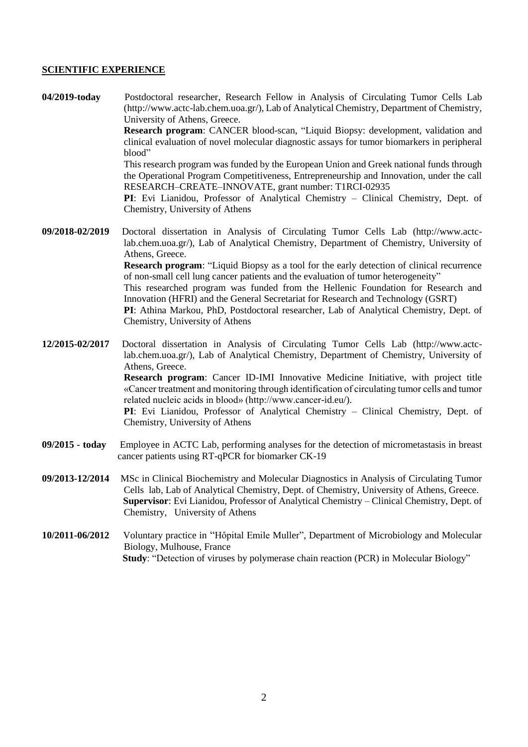## SCIENTIFIC EXPERIENCE

**04/2019-today** Postdoctoral researcher, Research Fellow in Analysis of Circulating Tumor Cells Lab (http://www.actc-lab.chem.uoa.gr/), Lab of Analytical Chemistry, Department of Chemistry, University of Athens, Greece.
**Research program**: CANCER blood-scan, "Liquid Biopsy: development, validation and clinical evaluation of novel molecular diagnostic assays for tumor biomarkers in peripheral blood"
This research program was funded by the European Union and Greek national funds through the Operational Program Competitiveness, Entrepreneurship and Innovation, under the call RESEARCH–CREATE–INNOVATE, grant number: T1RCI-02935
**PI**: Evi Lianidou, Professor of Analytical Chemistry – Clinical Chemistry, Dept. of Chemistry, University of Athens

**09/2018-02/2019** Doctoral dissertation in Analysis of Circulating Tumor Cells Lab (http://www.actc-lab.chem.uoa.gr/), Lab of Analytical Chemistry, Department of Chemistry, University of Athens, Greece.
**Research program**: "Liquid Biopsy as a tool for the early detection of clinical recurrence of non-small cell lung cancer patients and the evaluation of tumor heterogeneity"
This researched program was funded from the Hellenic Foundation for Research and Innovation (HFRI) and the General Secretariat for Research and Technology (GSRT)
**PI**: Athina Markou, PhD, Postdoctoral researcher, Lab of Analytical Chemistry, Dept. of Chemistry, University of Athens

**12/2015-02/2017** Doctoral dissertation in Analysis of Circulating Tumor Cells Lab (http://www.actc-lab.chem.uoa.gr/), Lab of Analytical Chemistry, Department of Chemistry, University of Athens, Greece.
**Research program**: Cancer ID-IMI Innovative Medicine Initiative, with project title «Cancer treatment and monitoring through identification of circulating tumor cells and tumor related nucleic acids in blood» (http://www.cancer-id.eu/).
**PI**: Evi Lianidou, Professor of Analytical Chemistry – Clinical Chemistry, Dept. of Chemistry, University of Athens

**09/2015 - today** Employee in ACTC Lab, performing analyses for the detection of micrometastasis in breast cancer patients using RT-qPCR for biomarker CK-19

**09/2013-12/2014** MSc in Clinical Biochemistry and Molecular Diagnostics in Analysis of Circulating Tumor Cells lab, Lab of Analytical Chemistry, Dept. of Chemistry, University of Athens, Greece.
**Supervisor**: Evi Lianidou, Professor of Analytical Chemistry – Clinical Chemistry, Dept. of Chemistry, University of Athens

**10/2011-06/2012** Voluntary practice in "Hôpital Emile Muller", Department of Microbiology and Molecular Biology, Mulhouse, France
**Study**: "Detection of viruses by polymerase chain reaction (PCR) in Molecular Biology"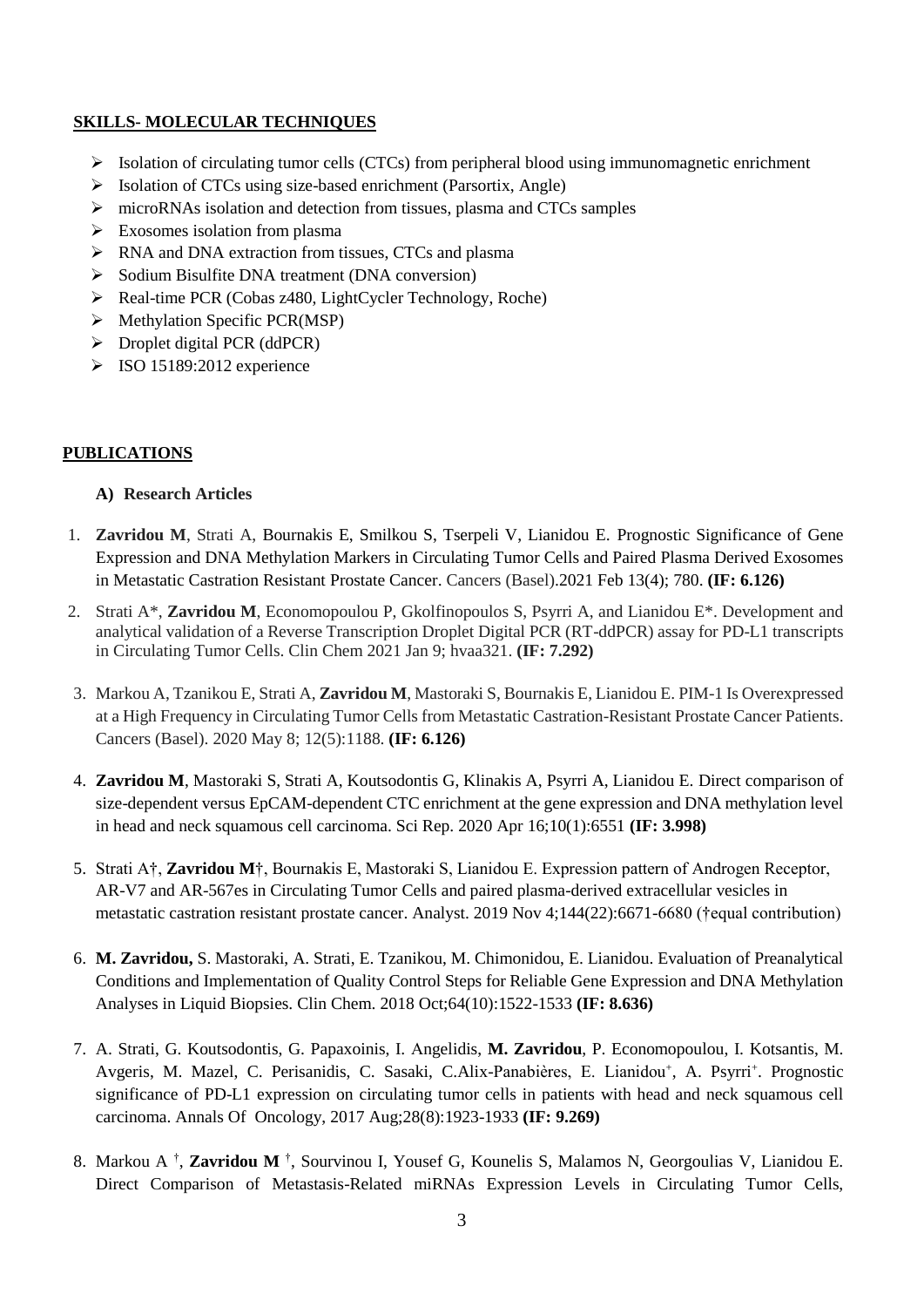## SKILLS- MOLECULAR TECHNIQUES

- Isolation of circulating tumor cells (CTCs) from peripheral blood using immunomagnetic enrichment
- Isolation of CTCs using size-based enrichment (Parsortix, Angle)
- microRNAs isolation and detection from tissues, plasma and CTCs samples
- Exosomes isolation from plasma
- RNA and DNA extraction from tissues, CTCs and plasma
- Sodium Bisulfite DNA treatment (DNA conversion)
- Real-time PCR (Cobas z480, LightCycler Technology, Roche)
- Methylation Specific PCR(MSP)
- Droplet digital PCR (ddPCR)
- ISO 15189:2012 experience

## PUBLICATIONS

### A) Research Articles

1. **Zavridou M**, Strati A, Bournakis E, Smilkou S, Tserpeli V, Lianidou E. Prognostic Significance of Gene Expression and DNA Methylation Markers in Circulating Tumor Cells and Paired Plasma Derived Exosomes in Metastatic Castration Resistant Prostate Cancer. Cancers (Basel).2021 Feb 13(4); 780. **(IF: 6.126)**
2. Strati A*, **Zavridou M**, Economopoulou P, Gkolfinopoulos S, Psyrri A, and Lianidou E*. Development and analytical validation of a Reverse Transcription Droplet Digital PCR (RT-ddPCR) assay for PD-L1 transcripts in Circulating Tumor Cells. Clin Chem 2021 Jan 9; hvaa321. **(IF: 7.292)**
3. Markou A, Tzanikou E, Strati A, **Zavridou M**, Mastoraki S, Bournakis E, Lianidou E. PIM-1 Is Overexpressed at a High Frequency in Circulating Tumor Cells from Metastatic Castration-Resistant Prostate Cancer Patients. Cancers (Basel). 2020 May 8; 12(5):1188. **(IF: 6.126)**
4. **Zavridou M**, Mastoraki S, Strati A, Koutsodontis G, Klinakis A, Psyrri A, Lianidou E. Direct comparison of size-dependent versus EpCAM-dependent CTC enrichment at the gene expression and DNA methylation level in head and neck squamous cell carcinoma. Sci Rep. 2020 Apr 16;10(1):6551 **(IF: 3.998)**
5. Strati A†, **Zavridou M**†, Bournakis E, Mastoraki S, Lianidou E. Expression pattern of Androgen Receptor, AR-V7 and AR-567es in Circulating Tumor Cells and paired plasma-derived extracellular vesicles in metastatic castration resistant prostate cancer. Analyst. 2019 Nov 4;144(22):6671-6680 (†equal contribution)
6. **M. Zavridou,** S. Mastoraki, A. Strati, E. Tzanikou, M. Chimonidou, E. Lianidou. Evaluation of Preanalytical Conditions and Implementation of Quality Control Steps for Reliable Gene Expression and DNA Methylation Analyses in Liquid Biopsies. Clin Chem. 2018 Oct;64(10):1522-1533 **(IF: 8.636)**
7. A. Strati, G. Koutsodontis, G. Papaxoinis, I. Angelidis, **M. Zavridou**, P. Economopoulou, I. Kotsantis, M. Avgeris, M. Mazel, C. Perisanidis, C. Sasaki, C.Alix-Panabières, E. Lianidou⁺, A. Psyrri⁺. Prognostic significance of PD-L1 expression on circulating tumor cells in patients with head and neck squamous cell carcinoma. Annals Of Oncology, 2017 Aug;28(8):1923-1933 **(IF: 9.269)**
8. Markou A †, **Zavridou M** †, Sourvinou I, Yousef G, Kounelis S, Malamos N, Georgoulias V, Lianidou E. Direct Comparison of Metastasis-Related miRNAs Expression Levels in Circulating Tumor Cells,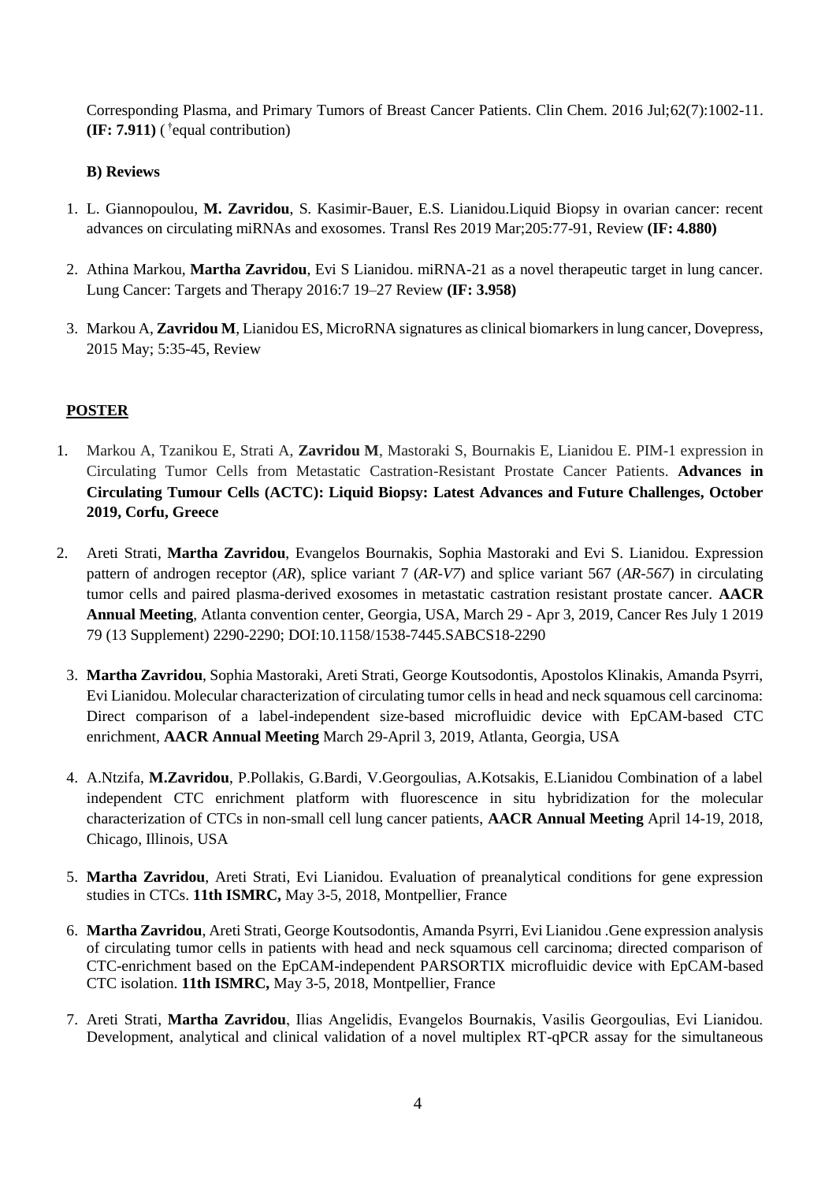Corresponding Plasma, and Primary Tumors of Breast Cancer Patients. Clin Chem. 2016 Jul;62(7):1002-11. **(IF: 7.911)** ( [†]equal contribution)

**B) Reviews**

1. L. Giannopoulou, **M. Zavridou**, S. Kasimir-Bauer, E.S. Lianidou.Liquid Biopsy in ovarian cancer: recent advances on circulating miRNAs and exosomes. Transl Res 2019 Mar;205:77-91, Review **(IF: 4.880)**

2. Athina Markou, **Martha Zavridou**, Evi S Lianidou. miRNA-21 as a novel therapeutic target in lung cancer. Lung Cancer: Targets and Therapy 2016:7 19–27 Review **(IF: 3.958)**

3. Markou A, **Zavridou M**, Lianidou ES, MicroRNA signatures as clinical biomarkers in lung cancer, Dovepress, 2015 May; 5:35-45, Review

**POSTER**

1. Markou A, Tzanikou E, Strati A, **Zavridou M**, Mastoraki S, Bournakis E, Lianidou E. PIM-1 expression in Circulating Tumor Cells from Metastatic Castration-Resistant Prostate Cancer Patients. **Advances in Circulating Tumour Cells (ACTC): Liquid Biopsy: Latest Advances and Future Challenges, October 2019, Corfu, Greece**

2. Areti Strati, **Martha Zavridou**, Evangelos Bournakis, Sophia Mastoraki and Evi S. Lianidou. Expression pattern of androgen receptor (*AR*), splice variant 7 (*AR-V7*) and splice variant 567 (*AR-567*) in circulating tumor cells and paired plasma-derived exosomes in metastatic castration resistant prostate cancer. **AACR Annual Meeting**, Atlanta convention center, Georgia, USA, March 29 - Apr 3, 2019, Cancer Res July 1 2019 79 (13 Supplement) 2290-2290; DOI:10.1158/1538-7445.SABCS18-2290

3. **Martha Zavridou**, Sophia Mastoraki, Areti Strati, George Koutsodontis, Apostolos Klinakis, Amanda Psyrri, Evi Lianidou. Molecular characterization of circulating tumor cells in head and neck squamous cell carcinoma: Direct comparison of a label-independent size-based microfluidic device with EpCAM-based CTC enrichment, **AACR Annual Meeting** March 29-April 3, 2019, Atlanta, Georgia, USA

4. A.Ntzifa, **M.Zavridou**, P.Pollakis, G.Bardi, V.Georgoulias, A.Kotsakis, E.Lianidou Combination of a label independent CTC enrichment platform with fluorescence in situ hybridization for the molecular characterization of CTCs in non-small cell lung cancer patients, **AACR Annual Meeting** April 14-19, 2018, Chicago, Illinois, USA

5. **Martha Zavridou**, Areti Strati, Evi Lianidou. Evaluation of preanalytical conditions for gene expression studies in CTCs. **11th ISMRC,** May 3-5, 2018, Montpellier, France

6. **Martha Zavridou**, Areti Strati, George Koutsodontis, Amanda Psyrri, Evi Lianidou .Gene expression analysis of circulating tumor cells in patients with head and neck squamous cell carcinoma; directed comparison of CTC-enrichment based on the EpCAM-independent PARSORTIX microfluidic device with EpCAM-based CTC isolation. **11th ISMRC,** May 3-5, 2018, Montpellier, France

7. Areti Strati, **Martha Zavridou**, Ilias Angelidis, Evangelos Bournakis, Vasilis Georgoulias, Evi Lianidou. Development, analytical and clinical validation of a novel multiplex RT-qPCR assay for the simultaneous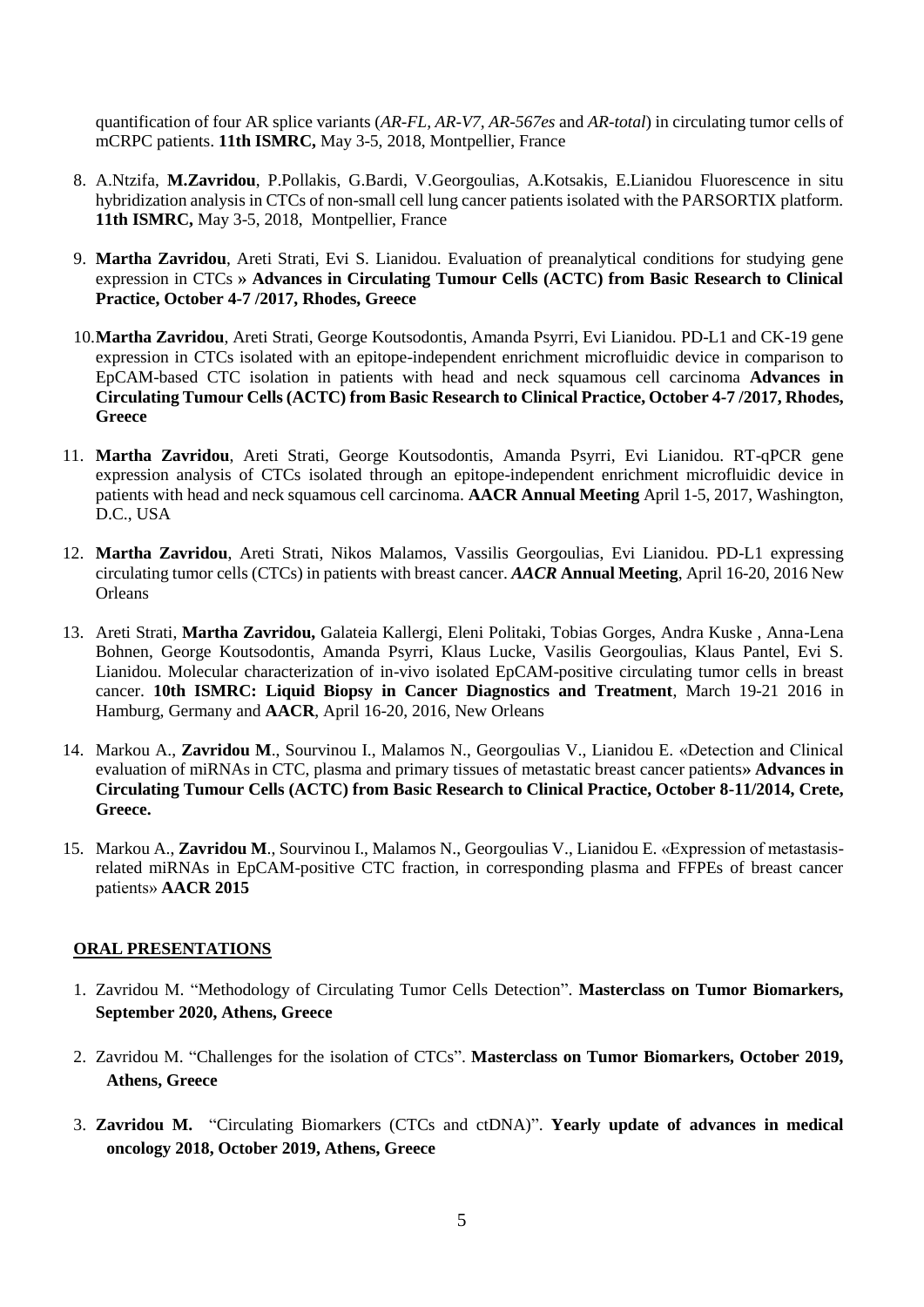quantification of four AR splice variants (*AR-FL, AR-V7, AR-567es* and *AR-total*) in circulating tumor cells of mCRPC patients. **11th ISMRC,** May 3-5, 2018, Montpellier, France

8. A.Ntzifa, **M.Zavridou**, P.Pollakis, G.Bardi, V.Georgoulias, A.Kotsakis, E.Lianidou Fluorescence in situ hybridization analysis in CTCs of non-small cell lung cancer patients isolated with the PARSORTIX platform. **11th ISMRC,** May 3-5, 2018, Montpellier, France

9. **Martha Zavridou**, Areti Strati, Evi S. Lianidou. Evaluation of preanalytical conditions for studying gene expression in CTCs **» Advances in Circulating Tumour Cells (ACTC) from Basic Research to Clinical Practice, October 4-7 /2017, Rhodes, Greece**

10. **Martha Zavridou**, Areti Strati, George Koutsodontis, Amanda Psyrri, Evi Lianidou. PD-L1 and CK-19 gene expression in CTCs isolated with an epitope-independent enrichment microfluidic device in comparison to EpCAM-based CTC isolation in patients with head and neck squamous cell carcinoma **Advances in Circulating Tumour Cells (ACTC) from Basic Research to Clinical Practice, October 4-7 /2017, Rhodes, Greece**

11. **Martha Zavridou**, Areti Strati, George Koutsodontis, Amanda Psyrri, Evi Lianidou. RT-qPCR gene expression analysis of CTCs isolated through an epitope-independent enrichment microfluidic device in patients with head and neck squamous cell carcinoma. **AACR Annual Meeting** April 1-5, 2017, Washington, D.C., USA

12. **Martha Zavridou**, Areti Strati, Nikos Malamos, Vassilis Georgoulias, Evi Lianidou. PD-L1 expressing circulating tumor cells (CTCs) in patients with breast cancer. ***AACR* Annual Meeting**, April 16-20, 2016 New Orleans

13. Areti Strati, **Martha Zavridou,** Galateia Kallergi, Eleni Politaki, Tobias Gorges, Andra Kuske , Anna-Lena Bohnen, George Koutsodontis, Amanda Psyrri, Klaus Lucke, Vasilis Georgoulias, Klaus Pantel, Evi S. Lianidou. Molecular characterization of in-vivo isolated EpCAM-positive circulating tumor cells in breast cancer. **10th ISMRC: Liquid Biopsy in Cancer Diagnostics and Treatment**, March 19-21 2016 in Hamburg, Germany and **AACR**, April 16-20, 2016, New Orleans

14. Markou A., **Zavridou M**., Sourvinou I., Malamos N., Georgoulias V., Lianidou E. «Detection and Clinical evaluation of miRNAs in CTC, plasma and primary tissues of metastatic breast cancer patients**» Advances in Circulating Tumour Cells (ACTC) from Basic Research to Clinical Practice, October 8-11/2014, Crete, Greece.**

15. Markou A., **Zavridou M**., Sourvinou I., Malamos N., Georgoulias V., Lianidou E. «Expression of metastasis-related miRNAs in EpCAM-positive CTC fraction, in corresponding plasma and FFPEs of breast cancer patients» **AACR 2015**

## ORAL PRESENTATIONS

1. Zavridou M. "Methodology of Circulating Tumor Cells Detection". **Masterclass on Tumor Biomarkers, September 2020, Athens, Greece**

2. Zavridou M. "Challenges for the isolation of CTCs". **Masterclass on Tumor Biomarkers, October 2019, Athens, Greece**

3. **Zavridou M.** "Circulating Biomarkers (CTCs and ctDNA)". **Yearly update of advances in medical oncology 2018, October 2019, Athens, Greece**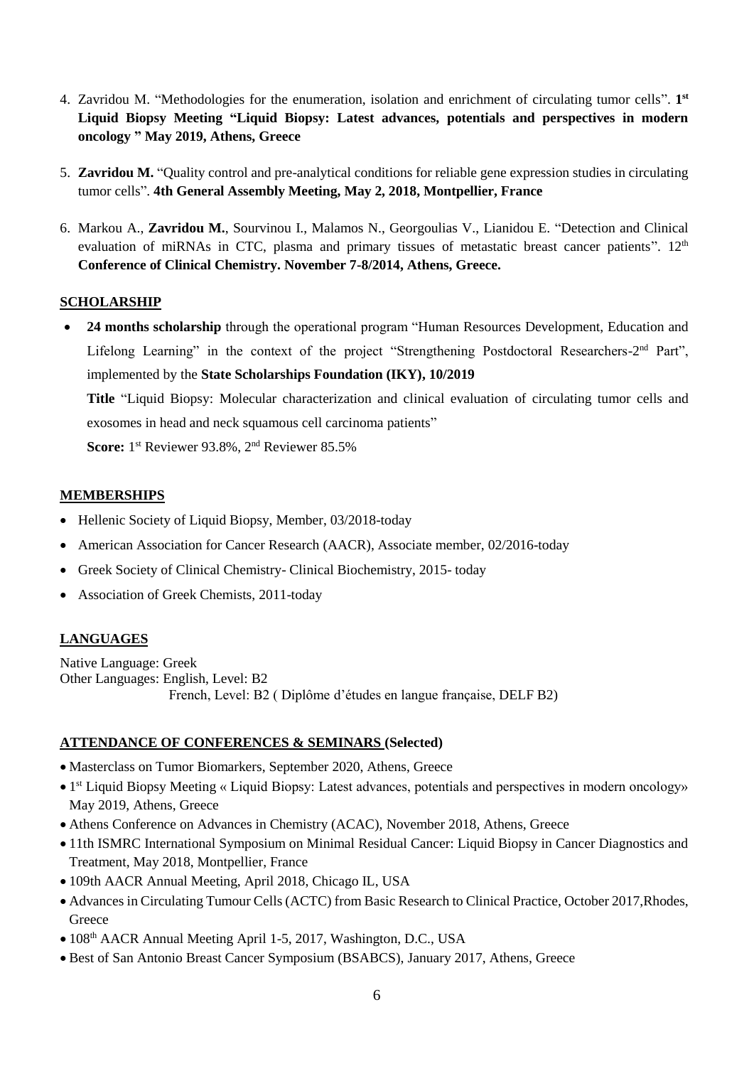4. Zavridou M. "Methodologies for the enumeration, isolation and enrichment of circulating tumor cells". **1st Liquid Biopsy Meeting "Liquid Biopsy: Latest advances, potentials and perspectives in modern oncology " May 2019, Athens, Greece**

5. **Zavridou M.** "Quality control and pre-analytical conditions for reliable gene expression studies in circulating tumor cells". **4th General Assembly Meeting, May 2, 2018, Montpellier, France**

6. Markou A., **Zavridou M.**, Sourvinou I., Malamos N., Georgoulias V., Lianidou E. "Detection and Clinical evaluation of miRNAs in CTC, plasma and primary tissues of metastatic breast cancer patients". 12th **Conference of Clinical Chemistry. November 7-8/2014, Athens, Greece.**

## SCHOLARSHIP

- **24 months scholarship** through the operational program "Human Resources Development, Education and Lifelong Learning" in the context of the project "Strengthening Postdoctoral Researchers-2nd Part", implemented by the **State Scholarships Foundation (IKY), 10/2019**

  **Title** "Liquid Biopsy: Molecular characterization and clinical evaluation of circulating tumor cells and exosomes in head and neck squamous cell carcinoma patients"

  **Score:** 1st Reviewer 93.8%, 2nd Reviewer 85.5%

## MEMBERSHIPS

- Hellenic Society of Liquid Biopsy, Member, 03/2018-today
- American Association for Cancer Research (AACR), Associate member, 02/2016-today
- Greek Society of Clinical Chemistry- Clinical Biochemistry, 2015- today
- Association of Greek Chemists, 2011-today

## LANGUAGES

Native Language: Greek
Other Languages: English, Level: B2
French, Level: B2 ( Diplôme d'études en langue française, DELF B2)

## ATTENDANCE OF CONFERENCES & SEMINARS (Selected)

- Masterclass on Tumor Biomarkers, September 2020, Athens, Greece
- 1st Liquid Biopsy Meeting « Liquid Biopsy: Latest advances, potentials and perspectives in modern oncology» May 2019, Athens, Greece
- Athens Conference on Advances in Chemistry (ACAC), November 2018, Athens, Greece
- 11th ISMRC International Symposium on Minimal Residual Cancer: Liquid Biopsy in Cancer Diagnostics and Treatment, May 2018, Montpellier, France
- 109th AACR Annual Meeting, April 2018, Chicago IL, USA
- Advances in Circulating Tumour Cells (ACTC) from Basic Research to Clinical Practice, October 2017,Rhodes, Greece
- 108th AACR Annual Meeting April 1-5, 2017, Washington, D.C., USA
- Best of San Antonio Breast Cancer Symposium (BSABCS), January 2017, Athens, Greece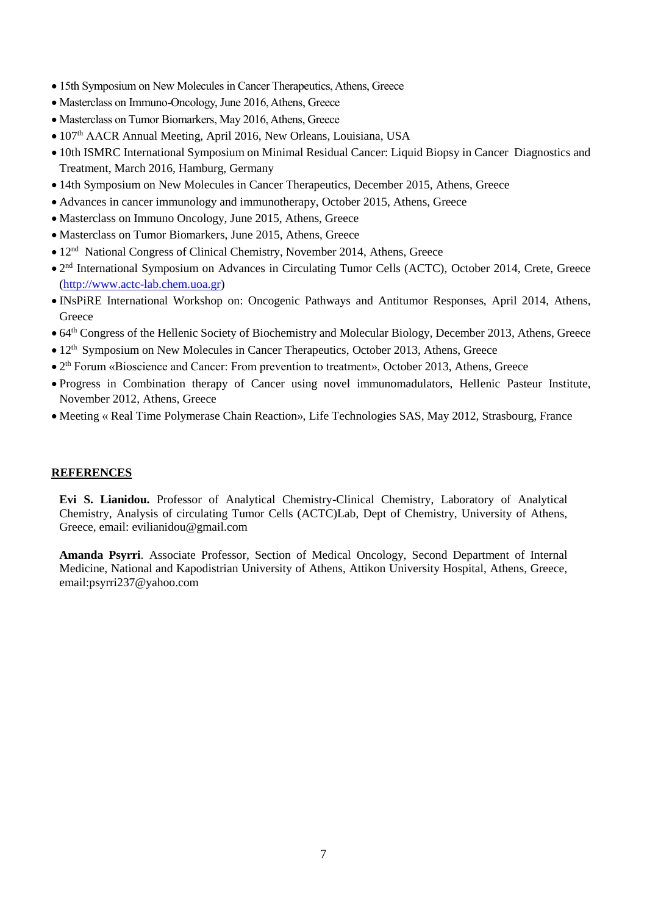- 15th Symposium on New Molecules in Cancer Therapeutics, Athens, Greece
- Masterclass on Immuno-Oncology, June 2016, Athens, Greece
- Masterclass on Tumor Biomarkers, May 2016, Athens, Greece
- 107th AACR Annual Meeting, April 2016, New Orleans, Louisiana, USA
- 10th ISMRC International Symposium on Minimal Residual Cancer: Liquid Biopsy in Cancer Diagnostics and Treatment, March 2016, Hamburg, Germany
- 14th Symposium on New Molecules in Cancer Therapeutics, December 2015, Athens, Greece
- Advances in cancer immunology and immunotherapy, October 2015, Athens, Greece
- Masterclass on Immuno Oncology, June 2015, Athens, Greece
- Masterclass on Tumor Biomarkers, June 2015, Athens, Greece
- 12nd National Congress of Clinical Chemistry, November 2014, Athens, Greece
- 2nd International Symposium on Advances in Circulating Tumor Cells (ACTC), October 2014, Crete, Greece (http://www.actc-lab.chem.uoa.gr)
- INsPiRE International Workshop on: Oncogenic Pathways and Antitumor Responses, April 2014, Athens, Greece
- 64th Congress of the Hellenic Society of Biochemistry and Molecular Biology, December 2013, Athens, Greece
- 12th Symposium on New Molecules in Cancer Therapeutics, October 2013, Athens, Greece
- 2th Forum «Bioscience and Cancer: From prevention to treatment», October 2013, Athens, Greece
- Progress in Combination therapy of Cancer using novel immunomadulators, Hellenic Pasteur Institute, November 2012, Athens, Greece
- Meeting « Real Time Polymerase Chain Reaction», Life Technologies SAS, May 2012, Strasbourg, France

## REFERENCES

**Evi S. Lianidou.** Professor of Analytical Chemistry-Clinical Chemistry, Laboratory of Analytical Chemistry, Analysis of circulating Tumor Cells (ACTC)Lab, Dept of Chemistry, University of Athens, Greece, email: evilianidou@gmail.com

**Amanda Psyrri**. Associate Professor, Section of Medical Oncology, Second Department of Internal Medicine, National and Kapodistrian University of Athens, Attikon University Hospital, Athens, Greece, email:psyrri237@yahoo.com